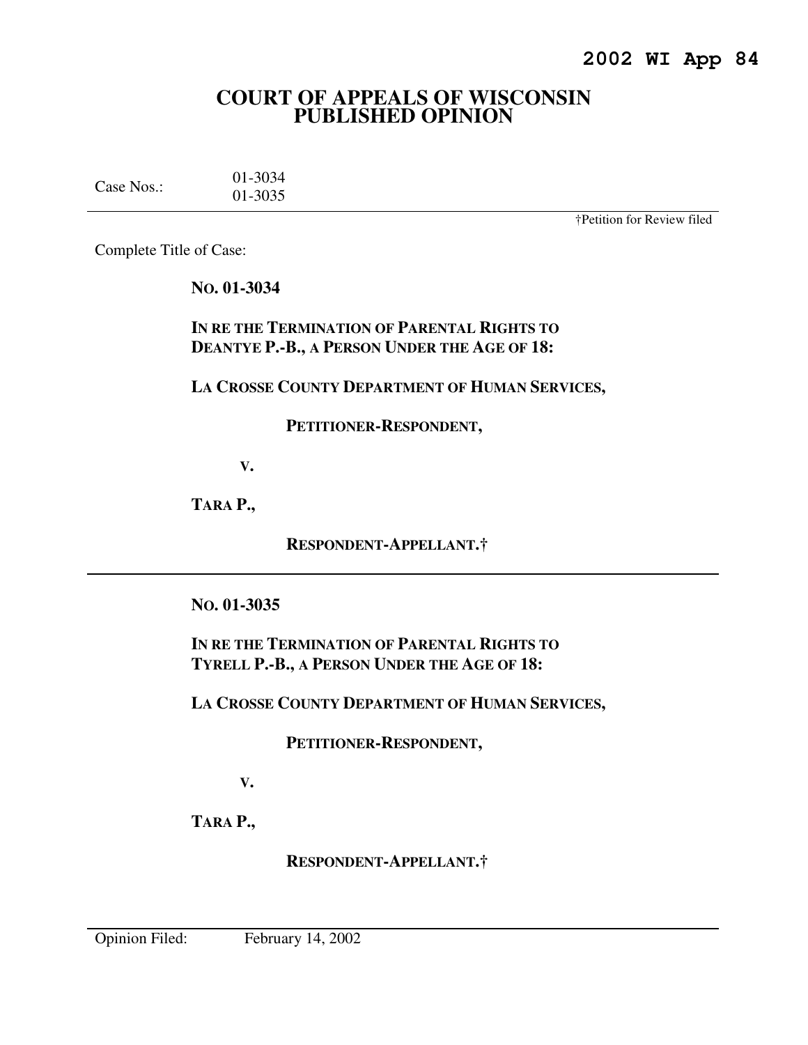**2002 WI App 84**

# COURT OF APPEALS OF WISCONSIN PUBLISHED OPINION

Case Nos.: 01-3034
01-3035

†Petition for Review filed

Complete Title of Case:

**NO. 01-3034**

**IN RE THE TERMINATION OF PARENTAL RIGHTS TO DEANTYE P.-B., A PERSON UNDER THE AGE OF 18:**

**LA CROSSE COUNTY DEPARTMENT OF HUMAN SERVICES,**

**PETITIONER-RESPONDENT,**

**V.**

**TARA P.,**

**RESPONDENT-APPELLANT.†**

---

**NO. 01-3035**

**IN RE THE TERMINATION OF PARENTAL RIGHTS TO TYRELL P.-B., A PERSON UNDER THE AGE OF 18:**

**LA CROSSE COUNTY DEPARTMENT OF HUMAN SERVICES,**

**PETITIONER-RESPONDENT,**

**V.**

**TARA P.,**

**RESPONDENT-APPELLANT.†**

---

Opinion Filed: February 14, 2002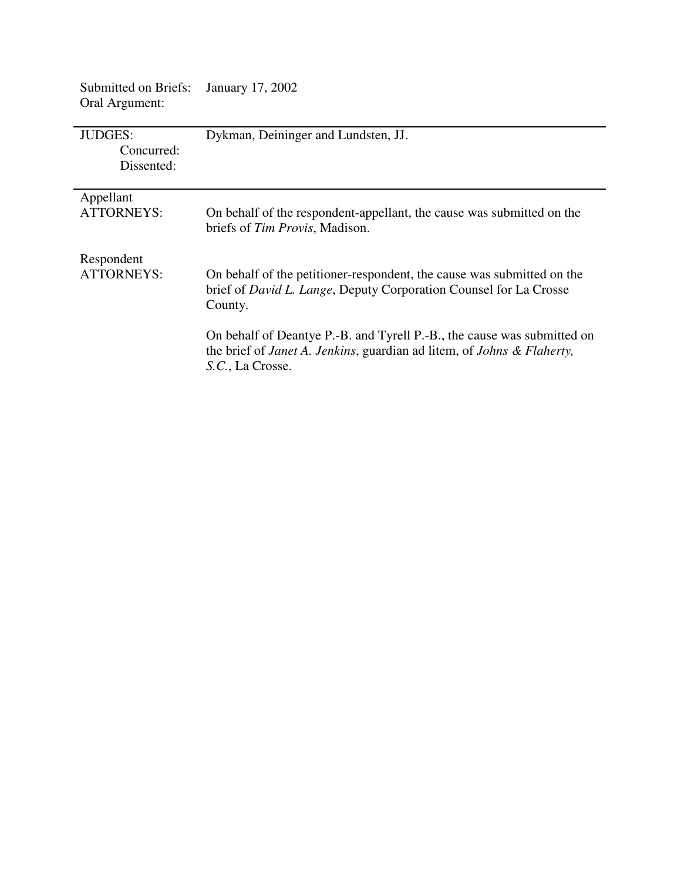| | |
|---|---|
| Submitted on Briefs: | January 17, 2002 |
| Oral Argument: | |

| | |
|---|---|
| JUDGES: | Dykman, Deininger and Lundsten, JJ. |
| Concurred: | |
| Dissented: | |

| | |
|---|---|
| Appellant ATTORNEYS: | On behalf of the respondent-appellant, the cause was submitted on the briefs of *Tim Provis*, Madison. |
| Respondent ATTORNEYS: | On behalf of the petitioner-respondent, the cause was submitted on the brief of *David L. Lange*, Deputy Corporation Counsel for La Crosse County. |
| | On behalf of Deantye P.-B. and Tyrell P.-B., the cause was submitted on the brief of *Janet A. Jenkins*, guardian ad litem, of *Johns & Flaherty, S.C.*, La Crosse. |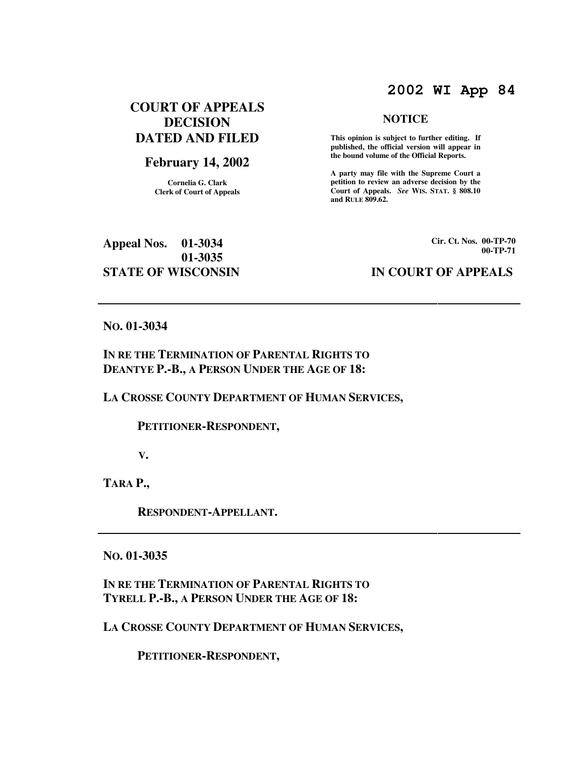**2002 WI App 84**

# COURT OF APPEALS DECISION DATED AND FILED

## February 14, 2002

**Cornelia G. Clark**
**Clerk of Court of Appeals**

**NOTICE**

**This opinion is subject to further editing. If published, the official version will appear in the bound volume of the Official Reports.**

**A party may file with the Supreme Court a petition to review an adverse decision by the Court of Appeals.** ***See*** **WIS. STAT. § 808.10 and RULE 809.62.**

**Appeal Nos. 01-3034**
**01-3035**

**Cir. Ct. Nos. 00-TP-70**
**00-TP-71**

**STATE OF WISCONSIN** **IN COURT OF APPEALS**

---

**NO. 01-3034**

**IN RE THE TERMINATION OF PARENTAL RIGHTS TO DEANTYE P.-B., A PERSON UNDER THE AGE OF 18:**

**LA CROSSE COUNTY DEPARTMENT OF HUMAN SERVICES,**

**PETITIONER-RESPONDENT,**

**V.**

**TARA P.,**

**RESPONDENT-APPELLANT.**

---

**NO. 01-3035**

**IN RE THE TERMINATION OF PARENTAL RIGHTS TO TYRELL P.-B., A PERSON UNDER THE AGE OF 18:**

**LA CROSSE COUNTY DEPARTMENT OF HUMAN SERVICES,**

**PETITIONER-RESPONDENT,**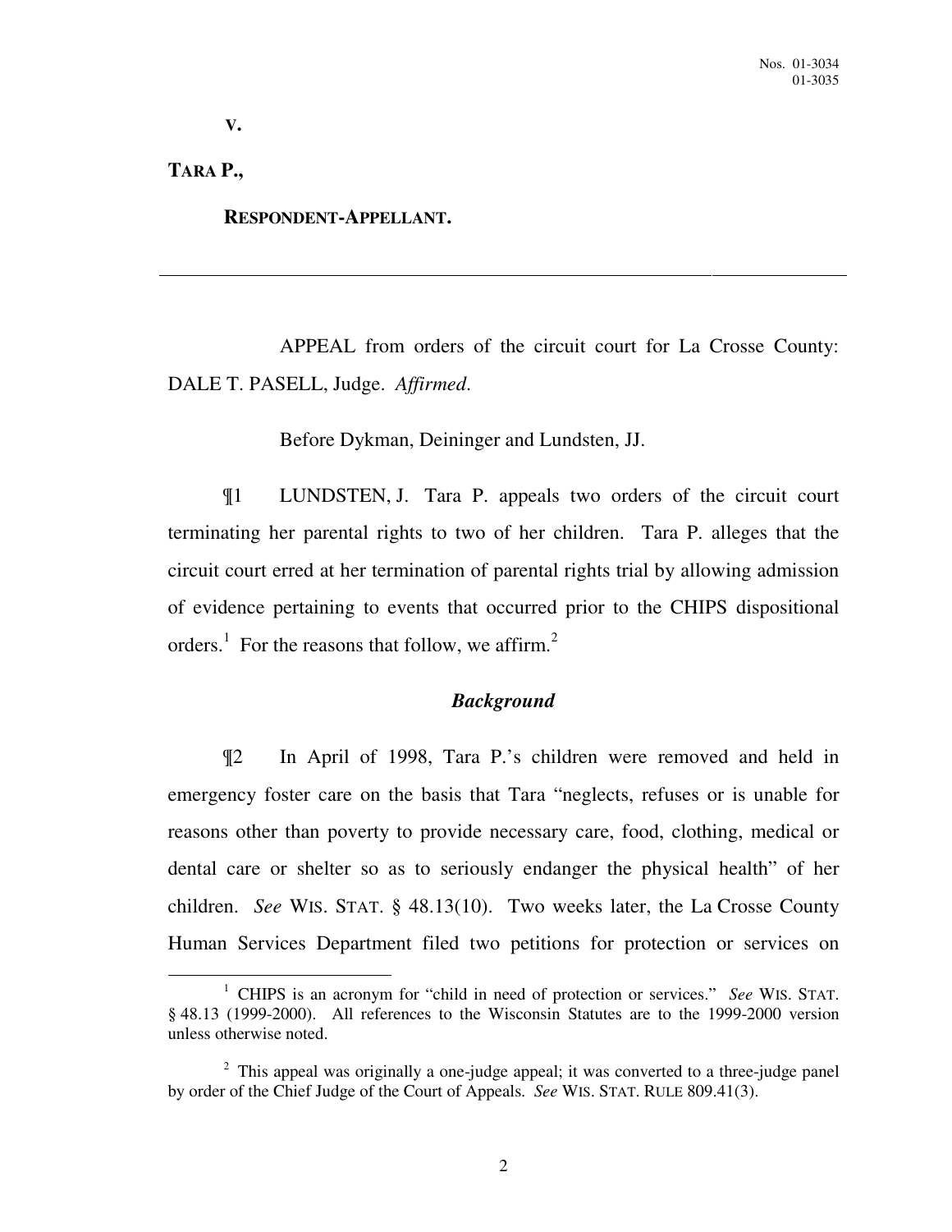**V.**

**TARA P.,**

**RESPONDENT-APPELLANT.**

---

APPEAL from orders of the circuit court for La Crosse County: DALE T. PASELL, Judge. *Affirmed*.

Before Dykman, Deininger and Lundsten, JJ.

¶1 LUNDSTEN, J. Tara P. appeals two orders of the circuit court terminating her parental rights to two of her children. Tara P. alleges that the circuit court erred at her termination of parental rights trial by allowing admission of evidence pertaining to events that occurred prior to the CHIPS dispositional orders.[1] For the reasons that follow, we affirm.[2]

### *Background*

¶2 In April of 1998, Tara P.'s children were removed and held in emergency foster care on the basis that Tara "neglects, refuses or is unable for reasons other than poverty to provide necessary care, food, clothing, medical or dental care or shelter so as to seriously endanger the physical health" of her children. *See* WIS. STAT. § 48.13(10). Two weeks later, the La Crosse County Human Services Department filed two petitions for protection or services on

---

[1] CHIPS is an acronym for "child in need of protection or services." *See* WIS. STAT. § 48.13 (1999-2000). All references to the Wisconsin Statutes are to the 1999-2000 version unless otherwise noted.

[2] This appeal was originally a one-judge appeal; it was converted to a three-judge panel by order of the Chief Judge of the Court of Appeals. *See* WIS. STAT. RULE 809.41(3).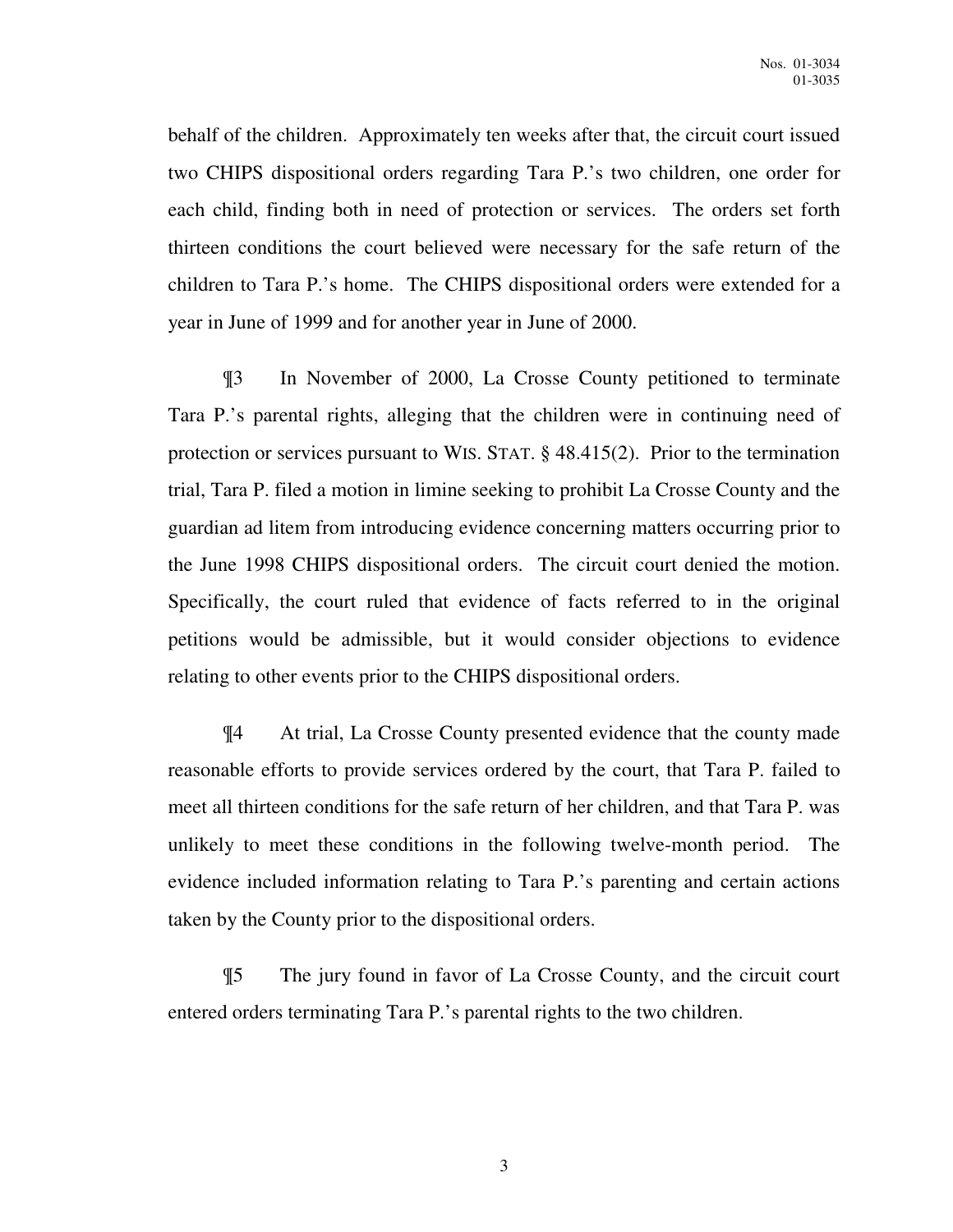behalf of the children. Approximately ten weeks after that, the circuit court issued two CHIPS dispositional orders regarding Tara P.'s two children, one order for each child, finding both in need of protection or services. The orders set forth thirteen conditions the court believed were necessary for the safe return of the children to Tara P.'s home. The CHIPS dispositional orders were extended for a year in June of 1999 and for another year in June of 2000.

¶3 In November of 2000, La Crosse County petitioned to terminate Tara P.'s parental rights, alleging that the children were in continuing need of protection or services pursuant to WIS. STAT. § 48.415(2). Prior to the termination trial, Tara P. filed a motion in limine seeking to prohibit La Crosse County and the guardian ad litem from introducing evidence concerning matters occurring prior to the June 1998 CHIPS dispositional orders. The circuit court denied the motion. Specifically, the court ruled that evidence of facts referred to in the original petitions would be admissible, but it would consider objections to evidence relating to other events prior to the CHIPS dispositional orders.

¶4 At trial, La Crosse County presented evidence that the county made reasonable efforts to provide services ordered by the court, that Tara P. failed to meet all thirteen conditions for the safe return of her children, and that Tara P. was unlikely to meet these conditions in the following twelve-month period. The evidence included information relating to Tara P.'s parenting and certain actions taken by the County prior to the dispositional orders.

¶5 The jury found in favor of La Crosse County, and the circuit court entered orders terminating Tara P.'s parental rights to the two children.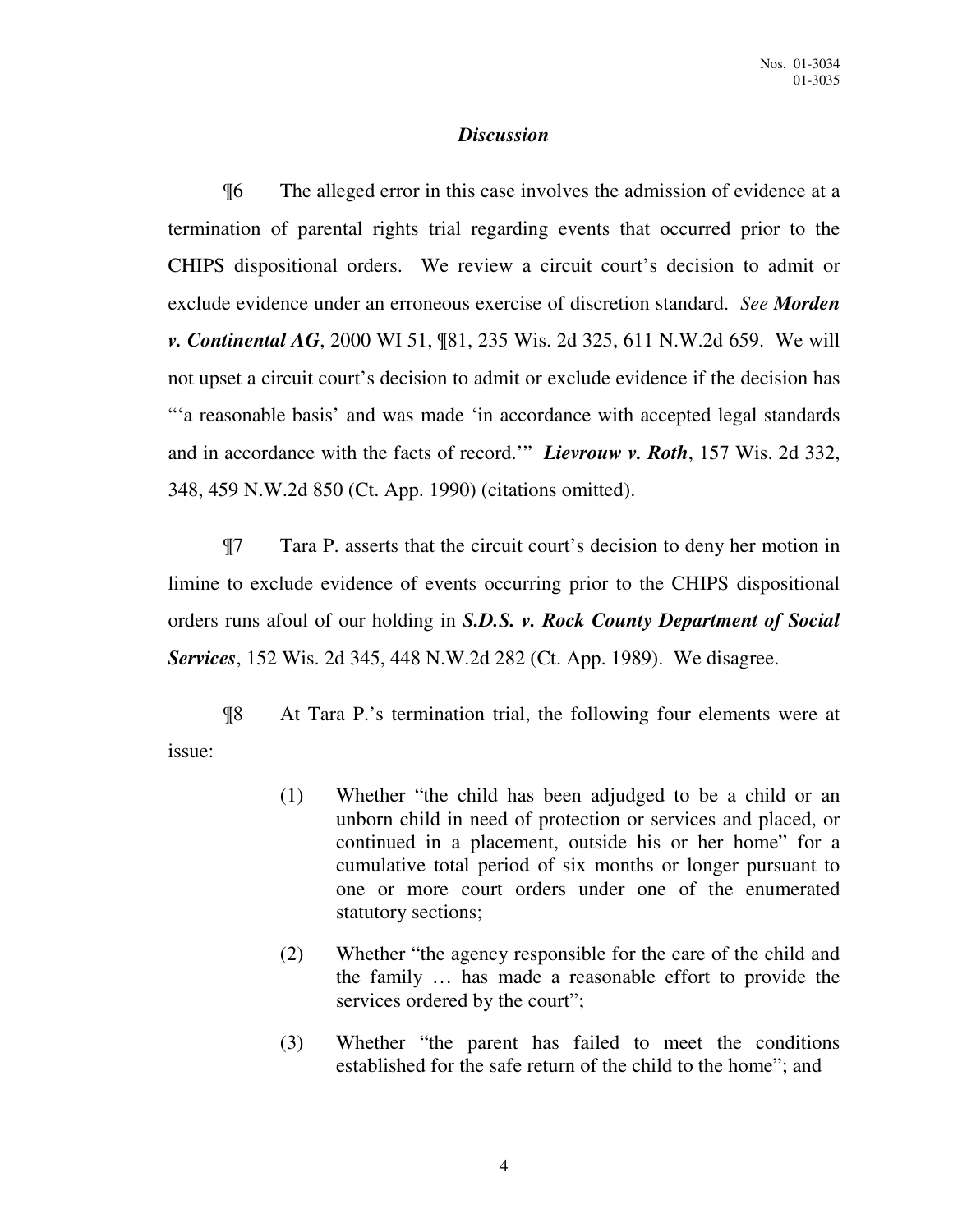### *Discussion*

¶6 The alleged error in this case involves the admission of evidence at a termination of parental rights trial regarding events that occurred prior to the CHIPS dispositional orders. We review a circuit court's decision to admit or exclude evidence under an erroneous exercise of discretion standard. *See* ***Morden v. Continental AG***, 2000 WI 51, ¶81, 235 Wis. 2d 325, 611 N.W.2d 659. We will not upset a circuit court's decision to admit or exclude evidence if the decision has "'a reasonable basis' and was made 'in accordance with accepted legal standards and in accordance with the facts of record.'" ***Lievrouw v. Roth***, 157 Wis. 2d 332, 348, 459 N.W.2d 850 (Ct. App. 1990) (citations omitted).

¶7 Tara P. asserts that the circuit court's decision to deny her motion in limine to exclude evidence of events occurring prior to the CHIPS dispositional orders runs afoul of our holding in ***S.D.S. v. Rock County Department of Social Services***, 152 Wis. 2d 345, 448 N.W.2d 282 (Ct. App. 1989). We disagree.

¶8 At Tara P.'s termination trial, the following four elements were at issue:

> (1) Whether "the child has been adjudged to be a child or an unborn child in need of protection or services and placed, or continued in a placement, outside his or her home" for a cumulative total period of six months or longer pursuant to one or more court orders under one of the enumerated statutory sections;
>
> (2) Whether "the agency responsible for the care of the child and the family … has made a reasonable effort to provide the services ordered by the court";
>
> (3) Whether "the parent has failed to meet the conditions established for the safe return of the child to the home"; and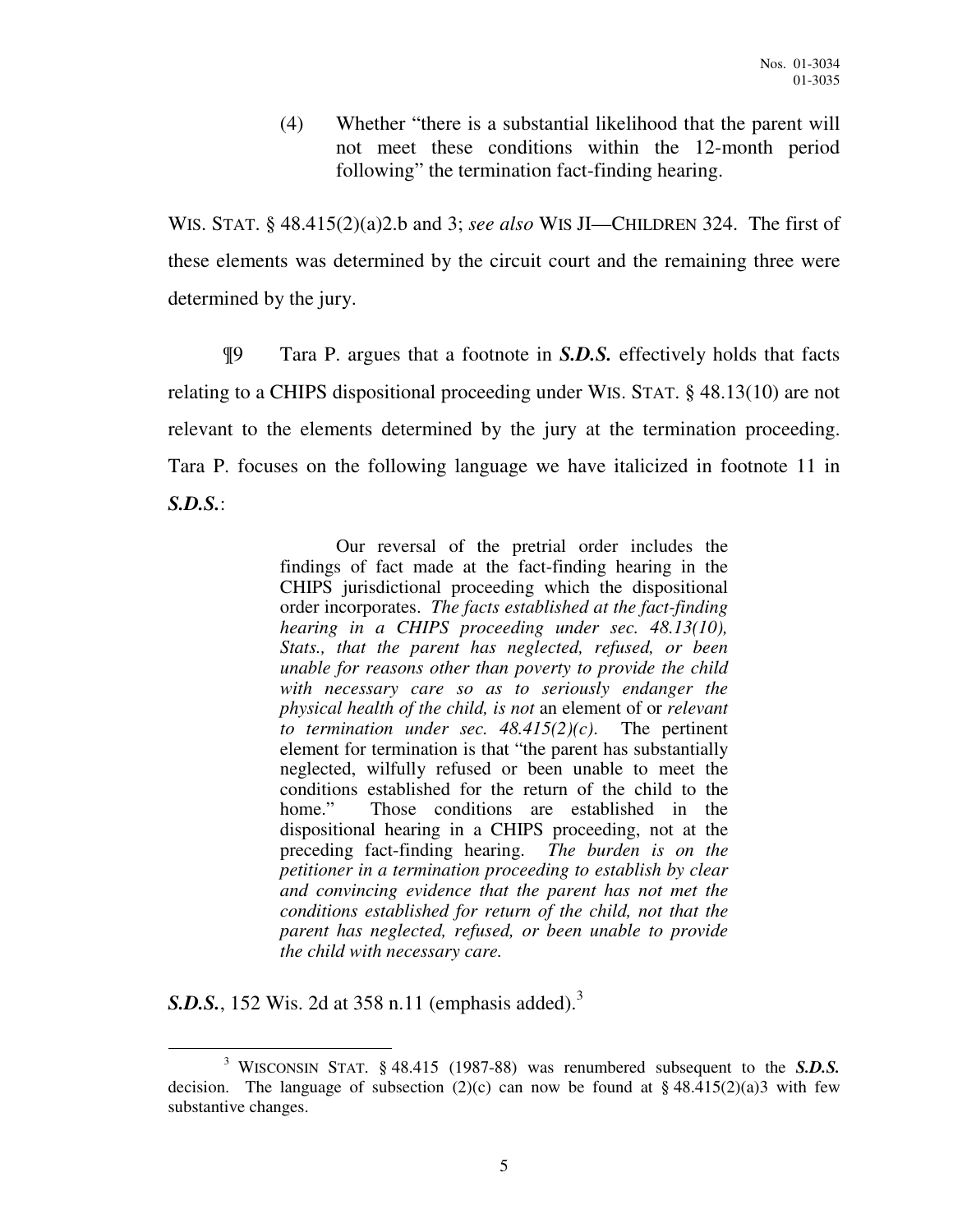(4) Whether "there is a substantial likelihood that the parent will not meet these conditions within the 12-month period following" the termination fact-finding hearing.

WIS. STAT. § 48.415(2)(a)2.b and 3; *see also* WIS JI—CHILDREN 324. The first of these elements was determined by the circuit court and the remaining three were determined by the jury.

¶9 Tara P. argues that a footnote in ***S.D.S.*** effectively holds that facts relating to a CHIPS dispositional proceeding under WIS. STAT. § 48.13(10) are not relevant to the elements determined by the jury at the termination proceeding. Tara P. focuses on the following language we have italicized in footnote 11 in ***S.D.S.***:

> Our reversal of the pretrial order includes the findings of fact made at the fact-finding hearing in the CHIPS jurisdictional proceeding which the dispositional order incorporates. *The facts established at the fact-finding hearing in a CHIPS proceeding under sec. 48.13(10), Stats., that the parent has neglected, refused, or been unable for reasons other than poverty to provide the child with necessary care so as to seriously endanger the physical health of the child, is not* an element of or *relevant to termination under sec. 48.415(2)(c).* The pertinent element for termination is that "the parent has substantially neglected, wilfully refused or been unable to meet the conditions established for the return of the child to the home." Those conditions are established in the dispositional hearing in a CHIPS proceeding, not at the preceding fact-finding hearing. *The burden is on the petitioner in a termination proceeding to establish by clear and convincing evidence that the parent has not met the conditions established for return of the child, not that the parent has neglected, refused, or been unable to provide the child with necessary care.*

***S.D.S.***, 152 Wis. 2d at 358 n.11 (emphasis added).[3]

[3] WISCONSIN STAT. § 48.415 (1987-88) was renumbered subsequent to the ***S.D.S.*** decision. The language of subsection (2)(c) can now be found at § 48.415(2)(a)3 with few substantive changes.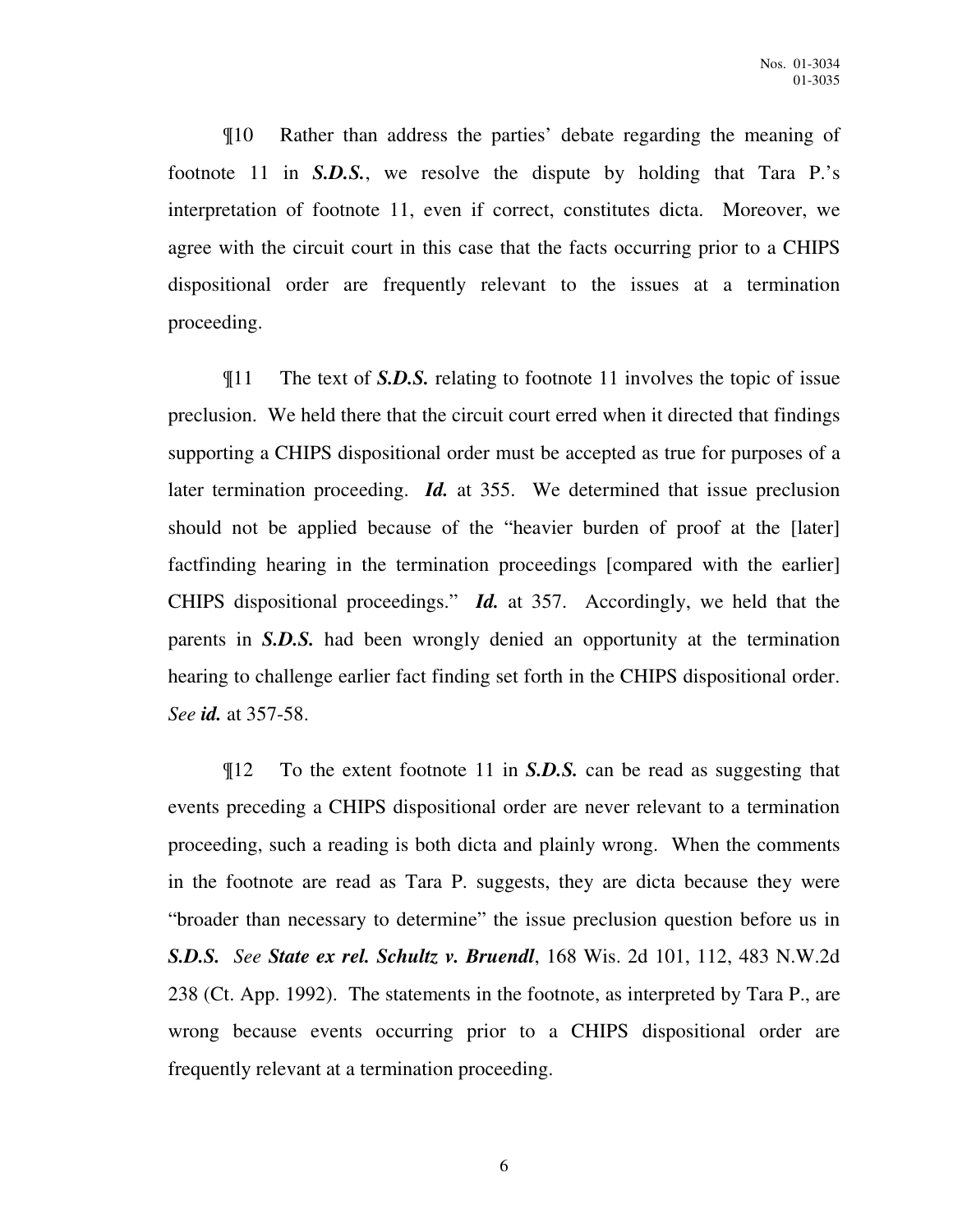¶10 Rather than address the parties' debate regarding the meaning of footnote 11 in ***S.D.S.***, we resolve the dispute by holding that Tara P.'s interpretation of footnote 11, even if correct, constitutes dicta. Moreover, we agree with the circuit court in this case that the facts occurring prior to a CHIPS dispositional order are frequently relevant to the issues at a termination proceeding.

¶11 The text of ***S.D.S.*** relating to footnote 11 involves the topic of issue preclusion. We held there that the circuit court erred when it directed that findings supporting a CHIPS dispositional order must be accepted as true for purposes of a later termination proceeding. ***Id.*** at 355. We determined that issue preclusion should not be applied because of the "heavier burden of proof at the [later] factfinding hearing in the termination proceedings [compared with the earlier] CHIPS dispositional proceedings." ***Id.*** at 357. Accordingly, we held that the parents in ***S.D.S.*** had been wrongly denied an opportunity at the termination hearing to challenge earlier fact finding set forth in the CHIPS dispositional order. *See* ***id.*** at 357-58.

¶12 To the extent footnote 11 in ***S.D.S.*** can be read as suggesting that events preceding a CHIPS dispositional order are never relevant to a termination proceeding, such a reading is both dicta and plainly wrong. When the comments in the footnote are read as Tara P. suggests, they are dicta because they were "broader than necessary to determine" the issue preclusion question before us in ***S.D.S.*** *See* ***State ex rel. Schultz v. Bruendl***, 168 Wis. 2d 101, 112, 483 N.W.2d 238 (Ct. App. 1992). The statements in the footnote, as interpreted by Tara P., are wrong because events occurring prior to a CHIPS dispositional order are frequently relevant at a termination proceeding.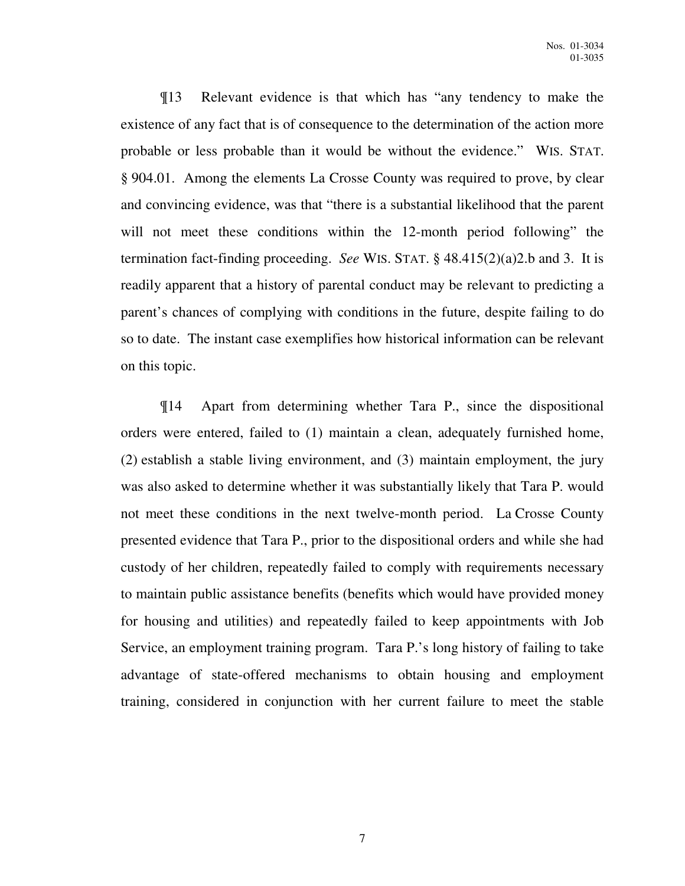¶13 Relevant evidence is that which has "any tendency to make the existence of any fact that is of consequence to the determination of the action more probable or less probable than it would be without the evidence." WIS. STAT. § 904.01. Among the elements La Crosse County was required to prove, by clear and convincing evidence, was that "there is a substantial likelihood that the parent will not meet these conditions within the 12-month period following" the termination fact-finding proceeding. *See* WIS. STAT. § 48.415(2)(a)2.b and 3. It is readily apparent that a history of parental conduct may be relevant to predicting a parent's chances of complying with conditions in the future, despite failing to do so to date. The instant case exemplifies how historical information can be relevant on this topic.

¶14 Apart from determining whether Tara P., since the dispositional orders were entered, failed to (1) maintain a clean, adequately furnished home, (2) establish a stable living environment, and (3) maintain employment, the jury was also asked to determine whether it was substantially likely that Tara P. would not meet these conditions in the next twelve-month period. La Crosse County presented evidence that Tara P., prior to the dispositional orders and while she had custody of her children, repeatedly failed to comply with requirements necessary to maintain public assistance benefits (benefits which would have provided money for housing and utilities) and repeatedly failed to keep appointments with Job Service, an employment training program. Tara P.'s long history of failing to take advantage of state-offered mechanisms to obtain housing and employment training, considered in conjunction with her current failure to meet the stable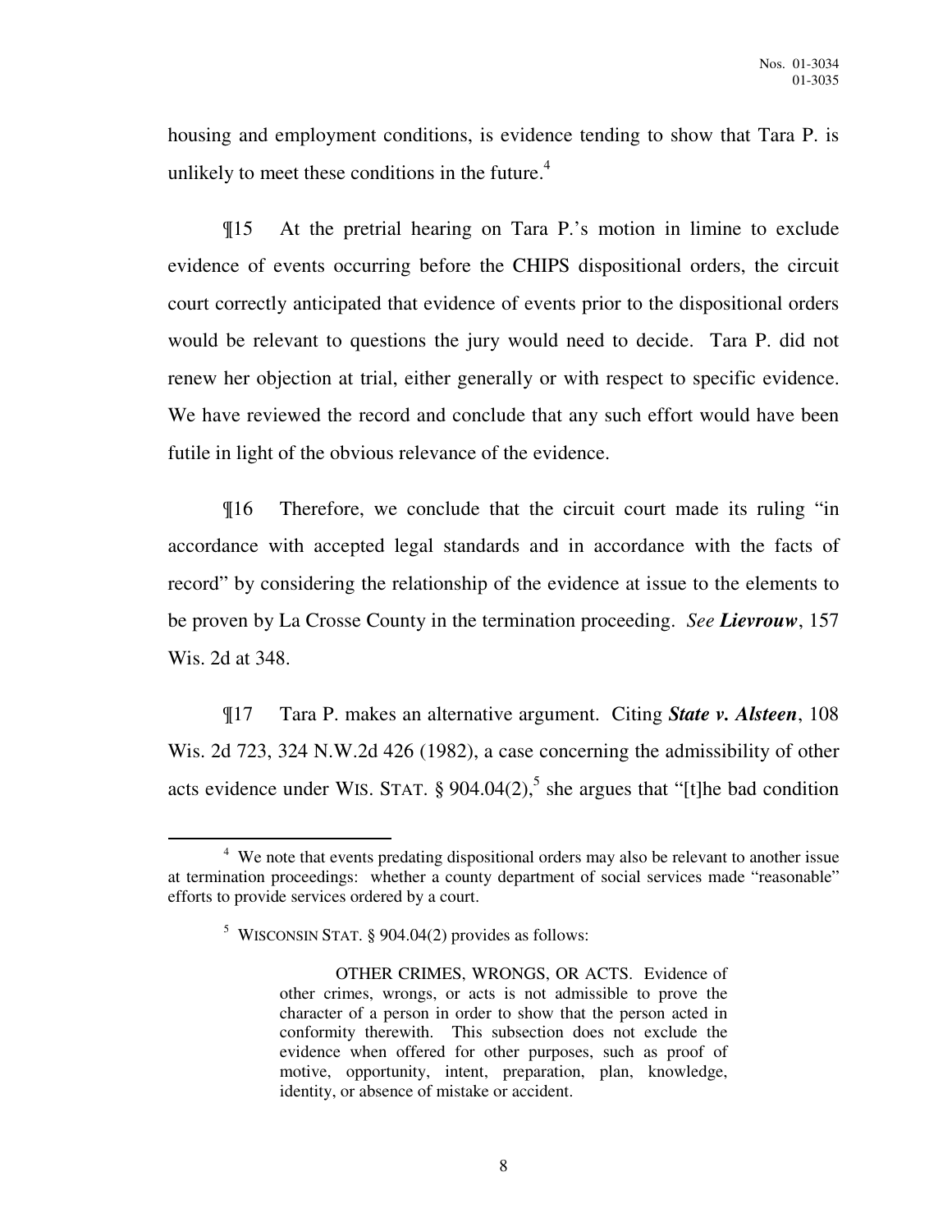housing and employment conditions, is evidence tending to show that Tara P. is unlikely to meet these conditions in the future.[4]

¶15 At the pretrial hearing on Tara P.'s motion in limine to exclude evidence of events occurring before the CHIPS dispositional orders, the circuit court correctly anticipated that evidence of events prior to the dispositional orders would be relevant to questions the jury would need to decide. Tara P. did not renew her objection at trial, either generally or with respect to specific evidence. We have reviewed the record and conclude that any such effort would have been futile in light of the obvious relevance of the evidence.

¶16 Therefore, we conclude that the circuit court made its ruling "in accordance with accepted legal standards and in accordance with the facts of record" by considering the relationship of the evidence at issue to the elements to be proven by La Crosse County in the termination proceeding. *See* ***Lievrouw***, 157 Wis. 2d at 348.

¶17 Tara P. makes an alternative argument. Citing ***State v. Alsteen***, 108 Wis. 2d 723, 324 N.W.2d 426 (1982), a case concerning the admissibility of other acts evidence under WIS. STAT. § 904.04(2),[5] she argues that "[t]he bad condition

---

[4] We note that events predating dispositional orders may also be relevant to another issue at termination proceedings: whether a county department of social services made "reasonable" efforts to provide services ordered by a court.

[5] WISCONSIN STAT. § 904.04(2) provides as follows:

> OTHER CRIMES, WRONGS, OR ACTS. Evidence of other crimes, wrongs, or acts is not admissible to prove the character of a person in order to show that the person acted in conformity therewith. This subsection does not exclude the evidence when offered for other purposes, such as proof of motive, opportunity, intent, preparation, plan, knowledge, identity, or absence of mistake or accident.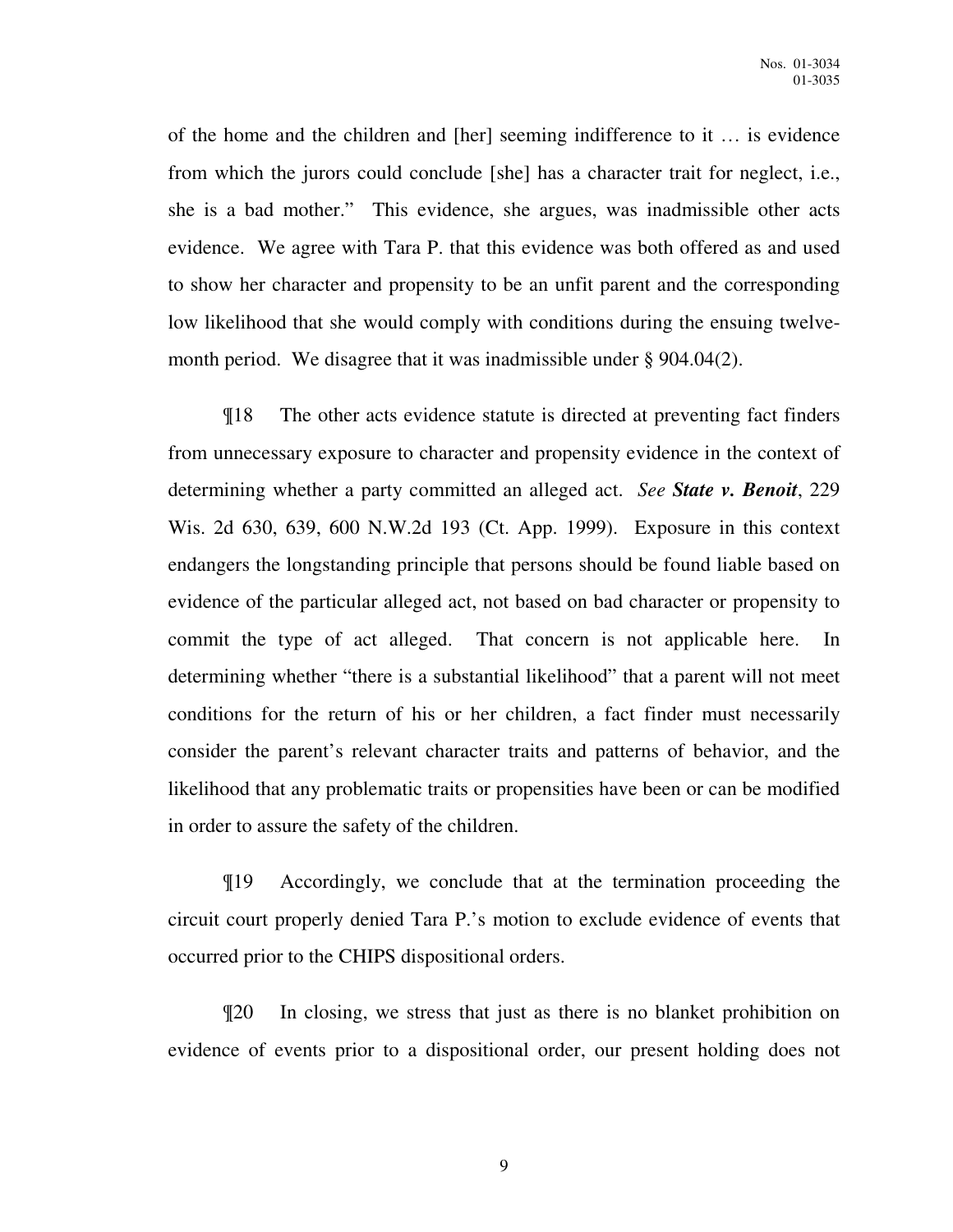of the home and the children and [her] seeming indifference to it … is evidence from which the jurors could conclude [she] has a character trait for neglect, i.e., she is a bad mother." This evidence, she argues, was inadmissible other acts evidence. We agree with Tara P. that this evidence was both offered as and used to show her character and propensity to be an unfit parent and the corresponding low likelihood that she would comply with conditions during the ensuing twelve-month period. We disagree that it was inadmissible under § 904.04(2).

¶18 The other acts evidence statute is directed at preventing fact finders from unnecessary exposure to character and propensity evidence in the context of determining whether a party committed an alleged act. *See* ***State v. Benoit***, 229 Wis. 2d 630, 639, 600 N.W.2d 193 (Ct. App. 1999). Exposure in this context endangers the longstanding principle that persons should be found liable based on evidence of the particular alleged act, not based on bad character or propensity to commit the type of act alleged. That concern is not applicable here. In determining whether "there is a substantial likelihood" that a parent will not meet conditions for the return of his or her children, a fact finder must necessarily consider the parent's relevant character traits and patterns of behavior, and the likelihood that any problematic traits or propensities have been or can be modified in order to assure the safety of the children.

¶19 Accordingly, we conclude that at the termination proceeding the circuit court properly denied Tara P.'s motion to exclude evidence of events that occurred prior to the CHIPS dispositional orders.

¶20 In closing, we stress that just as there is no blanket prohibition on evidence of events prior to a dispositional order, our present holding does not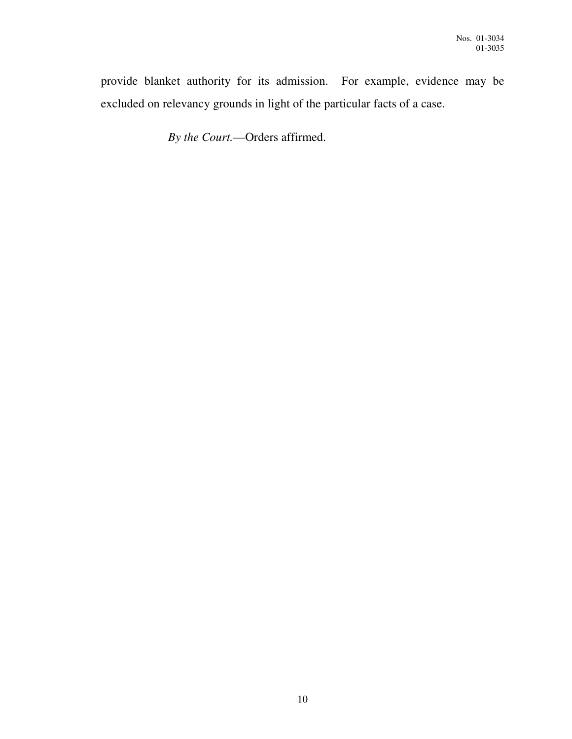provide blanket authority for its admission. For example, evidence may be excluded on relevancy grounds in light of the particular facts of a case.

*By the Court.*—Orders affirmed.